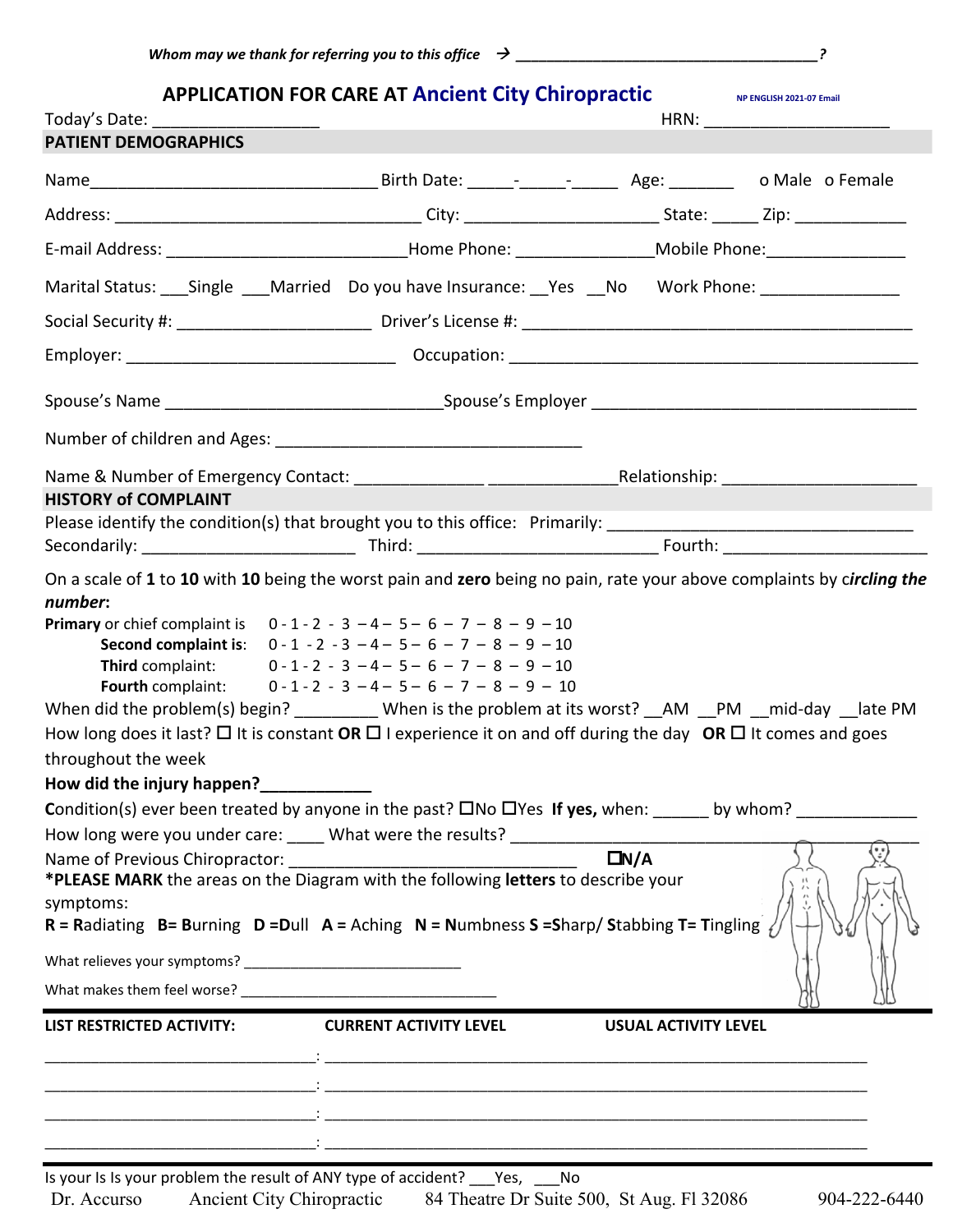*Whom may we thank for referring you to this office → ____________________________________?*

## APPLICATION FOR CARE AT Ancient City Chiropractic

NP ENGLISH 2021-07 Email

Today's Date: _________________ HRN: ____________________

### PATIENT DEMOGRAPHICS

Name_______________________________ Birth Date: _____-_____-_____ Age: _______ o Male o Female

Address: _________________________________ City: ____________________ State: _____ Zip: ____________

E-mail Address: _________________________Home Phone: _______________Mobile Phone:_______________

Marital Status: ___Single ___Married Do you have Insurance: __Yes __No Work Phone: _______________

Social Security #: _____________________ Driver's License #: ____________________________________________

Employer: ______________________________ Occupation: ___________________________________________

Spouse's Name ______________________________Spouse's Employer ____________________________________

Number of children and Ages: _________________________________

Name & Number of Emergency Contact: ______________ ______________Relationship: _____________________

### HISTORY of COMPLAINT

Please identify the condition(s) that brought you to this office: Primarily: _________________________________

Secondarily: ______________________ Third: _________________________ Fourth: _____________________

On a scale of **1** to **10** with **10** being the worst pain and **zero** being no pain, rate your above complaints by c***ircling the number*:**

**Primary** or chief complaint is 0 - 1 - 2 - 3 – 4 – 5 – 6 – 7 – 8 – 9 – 10

**Second complaint is**: 0 - 1 - 2 - 3 – 4 – 5 – 6 – 7 – 8 – 9 – 10

**Third** complaint: 0 - 1 - 2 - 3 – 4 – 5 – 6 – 7 – 8 – 9 – 10

**Fourth** complaint: 0 - 1 - 2 - 3 – 4 – 5 – 6 – 7 – 8 – 9 – 10

When did the problem(s) begin? _________ When is the problem at its worst? __AM __PM __mid-day __late PM

How long does it last? ☐ It is constant **OR** ☐ I experience it on and off during the day **OR** ☐ It comes and goes throughout the week

**How did the injury happen?____________**

**C**ondition(s) ever been treated by anyone in the past? ☐No ☐Yes **If yes,** when: ______ by whom? _____________

How long were you under care: ____ What were the results? _______________________________________________

Name of Previous Chiropractor: _______________________________ **☐N/A**

***PLEASE MARK** the areas on the Diagram with the following **letters** to describe your symptoms:

**R = R**adiating **B= B**urning **D =D**ull **A =** Aching **N = N**umbness **S =S**harp/ **S**tabbing **T= T**ingling

What relieves your symptoms? ____________________________

What makes them feel worse? _________________________________

| LIST RESTRICTED ACTIVITY: | CURRENT ACTIVITY LEVEL | USUAL ACTIVITY LEVEL |
|---|---|---|
| ________________________________: | | |
| ________________________________: | | |
| ________________________________: | | |
| ________________________________: | | |

Is your Is Is your problem the result of ANY type of accident? ___Yes, ___No

Dr. Accurso Ancient City Chiropractic 84 Theatre Dr Suite 500, St Aug. Fl 32086 904-222-6440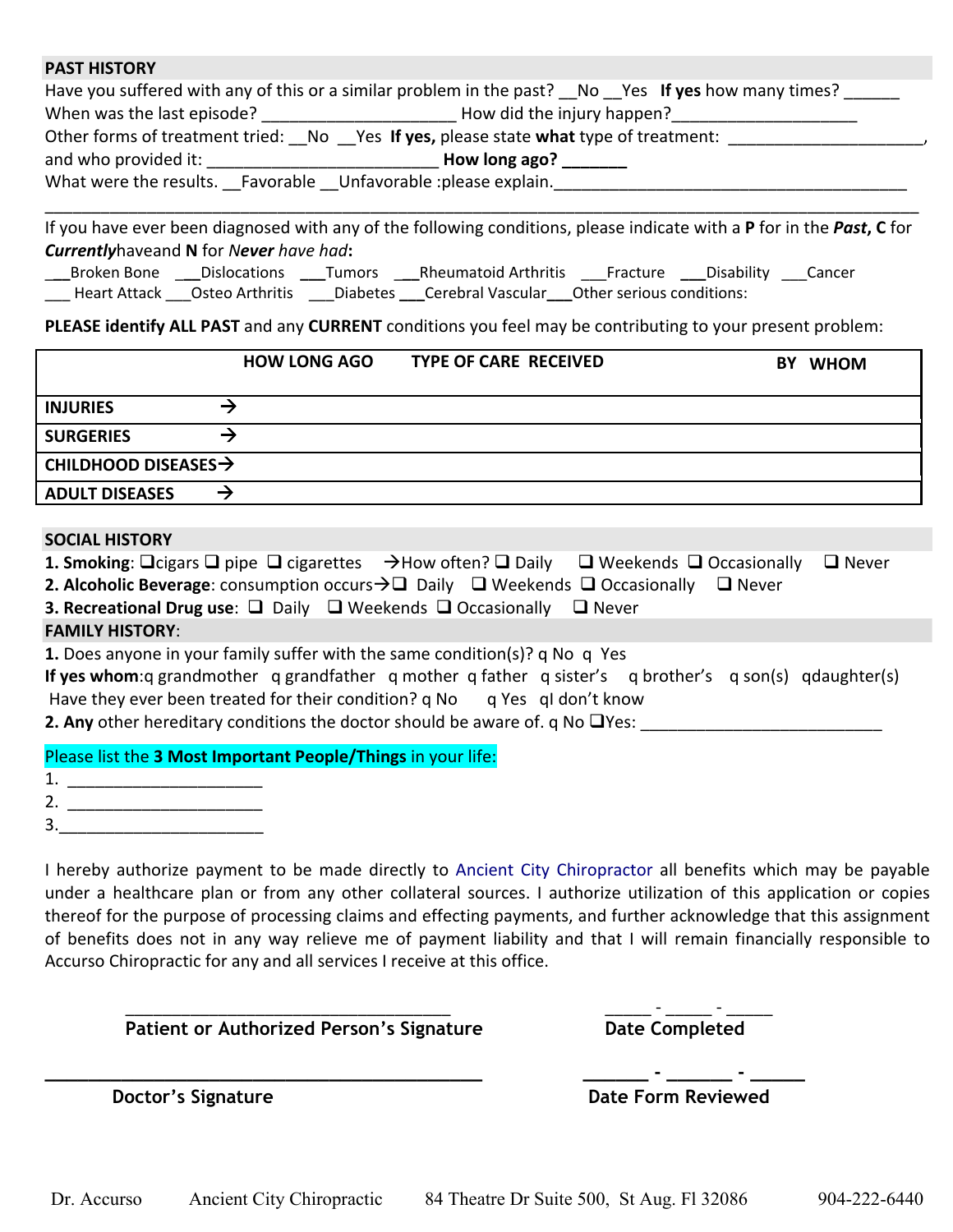## PAST HISTORY

Have you suffered with any of this or a similar problem in the past? __No __Yes **If yes** how many times? ______
When was the last episode? _____________________ How did the injury happen?___________________
Other forms of treatment tried: __No __Yes **If yes,** please state **what** type of treatment: _____________________, and who provided it: _________________________ **How long ago? _______**
What were the results. __Favorable __Unfavorable :please explain.________________________________________
_______________________________________________________________________________________________

If you have ever been diagnosed with any of the following conditions, please indicate with a **P** for in the ***Past***, **C** for ***Currently***haveand **N** for *Never have had***:**

___Broken Bone ___Dislocations ___Tumors ___Rheumatoid Arthritis ___Fracture ___Disability ___Cancer
___ Heart Attack ___Osteo Arthritis ___Diabetes ___Cerebral Vascular___Other serious conditions:

**PLEASE identify ALL PAST** and any **CURRENT** conditions you feel may be contributing to your present problem:

| | HOW LONG AGO | TYPE OF CARE RECEIVED | BY WHOM |
|---|---|---|---|
| **INJURIES** → | | | |
| **SURGERIES** → | | | |
| **CHILDHOOD DISEASES**→ | | | |
| **ADULT DISEASES** → | | | |

## SOCIAL HISTORY

**1. Smoking**: ❑cigars ❑ pipe ❑ cigarettes →How often? ❑ Daily ❑ Weekends ❑ Occasionally ❑ Never
**2. Alcoholic Beverage**: consumption occurs→❑ Daily ❑ Weekends ❑ Occasionally ❑ Never
**3. Recreational Drug use**: ❑ Daily ❑ Weekends ❑ Occasionally ❑ Never

## FAMILY HISTORY:

**1.** Does anyone in your family suffer with the same condition(s)? q No q Yes
**If yes whom**:q grandmother q grandfather q mother q father q sister's q brother's q son(s) qdaughter(s)
Have they ever been treated for their condition? q No q Yes qI don't know
**2. Any** other hereditary conditions the doctor should be aware of. q No ❑Yes: __________________________

Please list the **3 Most Important People/Things** in your life:

1. _____________________
2. _____________________
3. _____________________

I hereby authorize payment to be made directly to Ancient City Chiropractor all benefits which may be payable under a healthcare plan or from any other collateral sources. I authorize utilization of this application or copies thereof for the purpose of processing claims and effecting payments, and further acknowledge that this assignment of benefits does not in any way relieve me of payment liability and that I will remain financially responsible to Accurso Chiropractic for any and all services I receive at this office.

___________________________________ _____ - _____ - _____
**Patient or Authorized Person's Signature** **Date Completed**

_______________________________________________ ______ - ______ - ______
**Doctor's Signature** **Date Form Reviewed**

Dr. Accurso Ancient City Chiropractic 84 Theatre Dr Suite 500, St Aug. Fl 32086 904-222-6440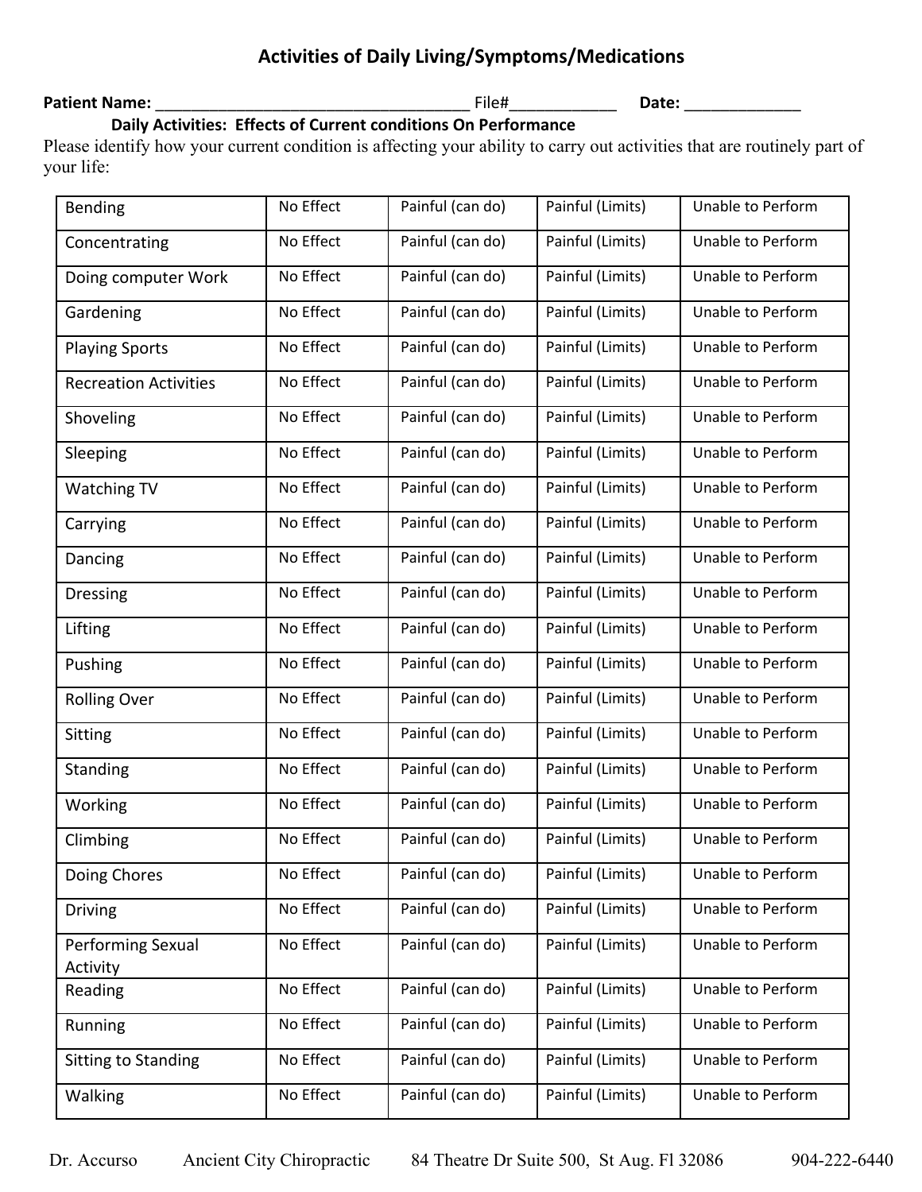## Activities of Daily Living/Symptoms/Medications

**Patient Name:** ___________________________________ File#____________ **Date:** _____________

**Daily Activities: Effects of Current conditions On Performance**

Please identify how your current condition is affecting your ability to carry out activities that are routinely part of your life:

| | | | | |
|---|---|---|---|---|
| Bending | No Effect | Painful (can do) | Painful (Limits) | Unable to Perform |
| Concentrating | No Effect | Painful (can do) | Painful (Limits) | Unable to Perform |
| Doing computer Work | No Effect | Painful (can do) | Painful (Limits) | Unable to Perform |
| Gardening | No Effect | Painful (can do) | Painful (Limits) | Unable to Perform |
| Playing Sports | No Effect | Painful (can do) | Painful (Limits) | Unable to Perform |
| Recreation Activities | No Effect | Painful (can do) | Painful (Limits) | Unable to Perform |
| Shoveling | No Effect | Painful (can do) | Painful (Limits) | Unable to Perform |
| Sleeping | No Effect | Painful (can do) | Painful (Limits) | Unable to Perform |
| Watching TV | No Effect | Painful (can do) | Painful (Limits) | Unable to Perform |
| Carrying | No Effect | Painful (can do) | Painful (Limits) | Unable to Perform |
| Dancing | No Effect | Painful (can do) | Painful (Limits) | Unable to Perform |
| Dressing | No Effect | Painful (can do) | Painful (Limits) | Unable to Perform |
| Lifting | No Effect | Painful (can do) | Painful (Limits) | Unable to Perform |
| Pushing | No Effect | Painful (can do) | Painful (Limits) | Unable to Perform |
| Rolling Over | No Effect | Painful (can do) | Painful (Limits) | Unable to Perform |
| Sitting | No Effect | Painful (can do) | Painful (Limits) | Unable to Perform |
| Standing | No Effect | Painful (can do) | Painful (Limits) | Unable to Perform |
| Working | No Effect | Painful (can do) | Painful (Limits) | Unable to Perform |
| Climbing | No Effect | Painful (can do) | Painful (Limits) | Unable to Perform |
| Doing Chores | No Effect | Painful (can do) | Painful (Limits) | Unable to Perform |
| Driving | No Effect | Painful (can do) | Painful (Limits) | Unable to Perform |
| Performing Sexual Activity | No Effect | Painful (can do) | Painful (Limits) | Unable to Perform |
| Reading | No Effect | Painful (can do) | Painful (Limits) | Unable to Perform |
| Running | No Effect | Painful (can do) | Painful (Limits) | Unable to Perform |
| Sitting to Standing | No Effect | Painful (can do) | Painful (Limits) | Unable to Perform |
| Walking | No Effect | Painful (can do) | Painful (Limits) | Unable to Perform |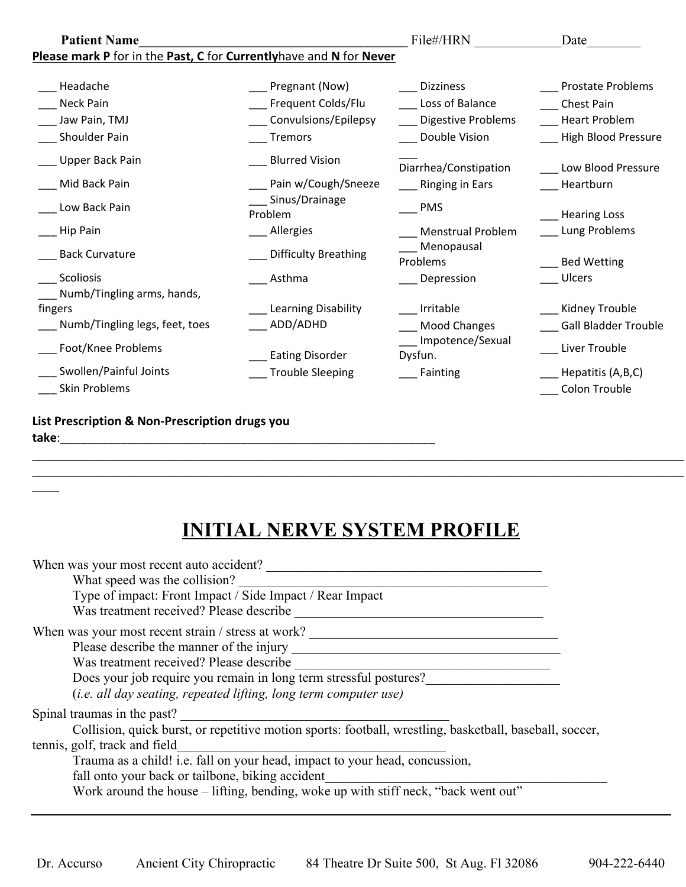**Patient Name**\_\_\_\_\_\_\_\_\_\_\_\_\_\_\_\_\_\_\_\_\_\_\_\_\_\_\_\_\_\_\_\_\_\_\_\_\_\_\_\_ File#/HRN \_\_\_\_\_\_\_\_\_\_\_\_\_Date\_\_\_\_\_\_\_\_

**Please mark P** for in the **Past, C** for **Currently**have and **N** for **Never**

| | | | |
|---|---|---|---|
| ___ Headache | ___ Pregnant (Now) | ___ Dizziness | ___ Prostate Problems |
| ___ Neck Pain | ___ Frequent Colds/Flu | ___ Loss of Balance | ___ Chest Pain |
| ___ Jaw Pain, TMJ | ___ Convulsions/Epilepsy | ___ Digestive Problems | ___ Heart Problem |
| ___ Shoulder Pain | ___ Tremors | ___ Double Vision | ___ High Blood Pressure |
| ___ Upper Back Pain | ___ Blurred Vision | ___ Diarrhea/Constipation | ___ Low Blood Pressure |
| ___ Mid Back Pain | ___ Pain w/Cough/Sneeze | ___ Ringing in Ears | ___ Heartburn |
| ___ Low Back Pain | ___ Sinus/Drainage Problem | ___ PMS | ___ Hearing Loss |
| ___ Hip Pain | ___ Allergies | ___ Menstrual Problem | ___ Lung Problems |
| ___ Back Curvature | ___ Difficulty Breathing | ___ Menopausal Problems | ___ Bed Wetting |
| ___ Scoliosis | ___ Asthma | ___ Depression | ___ Ulcers |
| ___ Numb/Tingling arms, hands, fingers | ___ Learning Disability | ___ Irritable | ___ Kidney Trouble |
| ___ Numb/Tingling legs, feet, toes | ___ ADD/ADHD | ___ Mood Changes | ___ Gall Bladder Trouble |
| ___ Foot/Knee Problems | ___ Eating Disorder | ___ Impotence/Sexual Dysfun. | ___ Liver Trouble |
| ___ Swollen/Painful Joints | ___ Trouble Sleeping | ___ Fainting | ___ Hepatitis (A,B,C) |
| ___ Skin Problems | | | ___ Colon Trouble |

**List Prescription & Non-Prescription drugs you take**:\_\_\_\_\_\_\_\_\_\_\_\_\_\_\_\_\_\_\_\_\_\_\_\_\_\_\_\_\_\_\_\_\_\_\_\_\_\_\_\_\_\_\_\_\_\_\_\_\_\_\_\_\_\_\_\_\_\_\_\_

\_\_\_\_\_\_\_\_\_\_\_\_\_\_\_\_\_\_\_\_\_\_\_\_\_\_\_\_\_\_\_\_\_\_\_\_\_\_\_\_\_\_\_\_\_\_\_\_\_\_\_\_\_\_\_\_\_\_\_\_\_\_\_\_\_\_\_\_\_\_\_\_\_\_\_\_\_\_\_\_\_\_\_\_\_\_\_\_\_\_\_\_\_\_\_\_\_\_\_\_\_\_\_\_\_\_

\_\_\_\_\_\_\_\_\_\_\_\_\_\_\_\_\_\_\_\_\_\_\_\_\_\_\_\_\_\_\_\_\_\_\_\_\_\_\_\_\_\_\_\_\_\_\_\_\_\_\_\_\_\_\_\_\_\_\_\_\_\_\_\_\_\_\_\_\_\_\_\_\_\_\_\_\_\_\_\_\_\_\_\_\_\_\_\_\_\_\_\_\_\_\_\_\_\_\_\_\_\_\_\_\_\_\_\_\_\_

# INITIAL NERVE SYSTEM PROFILE

When was your most recent auto accident? \_\_\_\_\_\_\_\_\_\_\_\_\_\_\_\_\_\_\_\_\_\_\_\_\_\_\_\_\_\_\_\_\_\_\_\_\_\_\_\_\_\_

What speed was the collision? \_\_\_\_\_\_\_\_\_\_\_\_\_\_\_\_\_\_\_\_\_\_\_\_\_\_\_\_\_\_\_\_\_\_\_\_\_\_\_\_\_\_\_\_\_\_

Type of impact: Front Impact / Side Impact / Rear Impact

Was treatment received? Please describe \_\_\_\_\_\_\_\_\_\_\_\_\_\_\_\_\_\_\_\_\_\_\_\_\_\_\_\_\_\_\_\_\_\_\_\_\_\_

When was your most recent strain / stress at work? \_\_\_\_\_\_\_\_\_\_\_\_\_\_\_\_\_\_\_\_\_\_\_\_\_\_\_\_\_\_\_\_\_\_\_\_\_\_

Please describe the manner of the injury \_\_\_\_\_\_\_\_\_\_\_\_\_\_\_\_\_\_\_\_\_\_\_\_\_\_\_\_\_\_\_\_\_\_\_\_\_\_\_\_\_\_

Was treatment received? Please describe \_\_\_\_\_\_\_\_\_\_\_\_\_\_\_\_\_\_\_\_\_\_\_\_\_\_\_\_\_\_\_\_\_\_\_\_\_\_\_

Does your job require you remain in long term stressful postures?\_\_\_\_\_\_\_\_\_\_\_\_\_\_\_\_\_\_\_\_

(*i.e. all day seating, repeated lifting, long term computer use)*

Spinal traumas in the past? \_\_\_\_\_\_\_\_\_\_\_\_\_\_\_\_\_\_\_\_\_\_\_\_\_\_\_\_\_\_\_\_\_\_\_\_\_\_\_\_\_\_\_\_\_

Collision, quick burst, or repetitive motion sports: football, wrestling, basketball, baseball, soccer, tennis, golf, track and field\_\_\_\_\_\_\_\_\_\_\_\_\_\_\_\_\_\_\_\_\_\_\_\_\_\_\_\_\_\_\_\_\_\_\_\_\_\_\_\_\_\_\_\_\_\_

Trauma as a child! i.e. fall on your head, impact to your head, concussion, fall onto your back or tailbone, biking accident\_\_\_\_\_\_\_\_\_\_\_\_\_\_\_\_\_\_\_\_\_\_\_\_\_\_\_\_\_\_\_\_\_\_\_\_\_\_\_\_\_\_\_\_\_\_\_\_

Work around the house – lifting, bending, woke up with stiff neck, "back went out"

Dr. Accurso Ancient City Chiropractic 84 Theatre Dr Suite 500, St Aug. Fl 32086 904-222-6440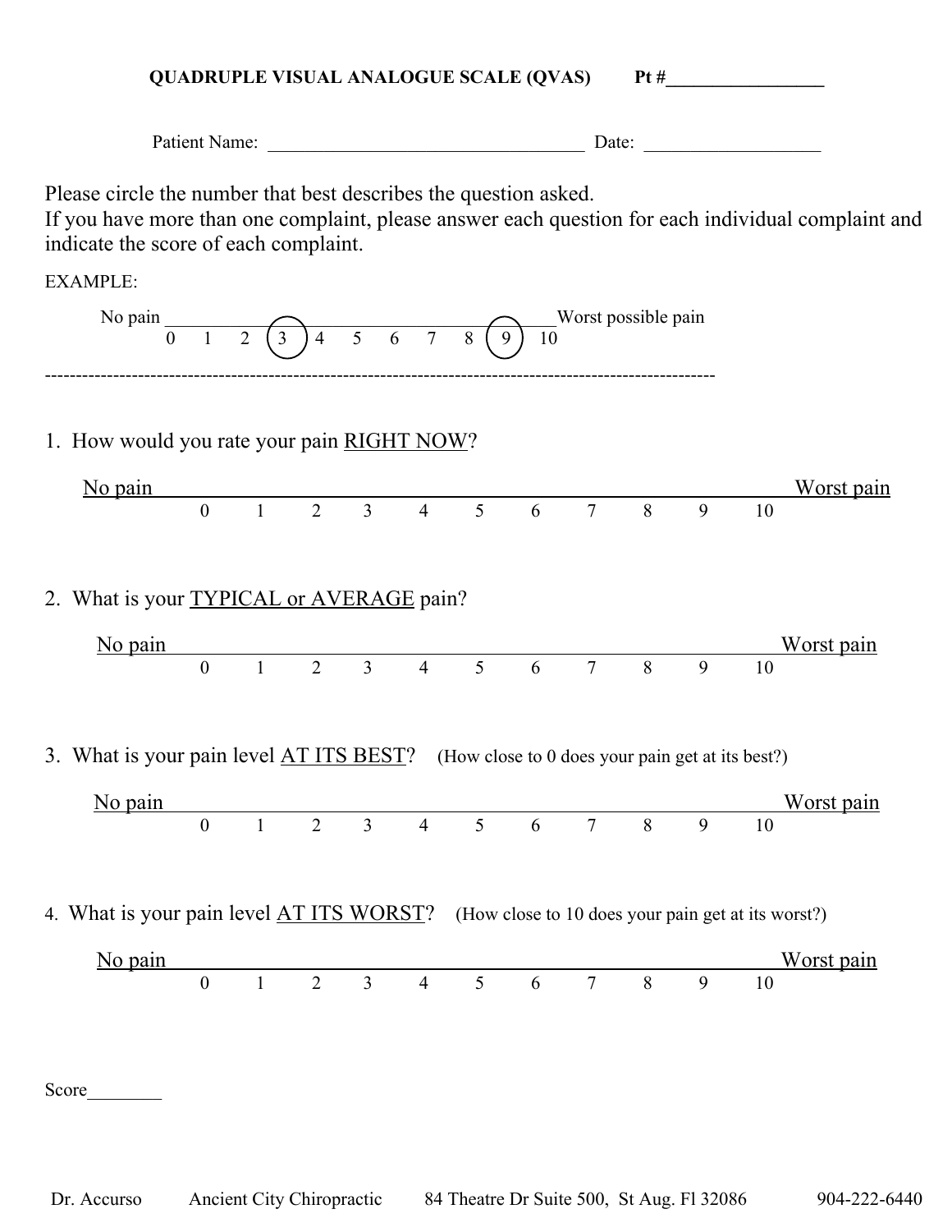**QUADRUPLE VISUAL ANALOGUE SCALE (QVAS)** **Pt #________________**

Patient Name: __________________________________ Date: __________________

Please circle the number that best describes the question asked.
If you have more than one complaint, please answer each question for each individual complaint and indicate the score of each complaint.

EXAMPLE:

No pain ____________________________________________ Worst possible pain
0 1 2 (3) 4 5 6 7 8 (9) 10

---------------------------------------------------------------------------------------------------------

1. How would you rate your pain RIGHT NOW?

No pain ____________________________________________ Worst pain
0 1 2 3 4 5 6 7 8 9 10

2. What is your TYPICAL or AVERAGE pain?

No pain ____________________________________________ Worst pain
0 1 2 3 4 5 6 7 8 9 10

3. What is your pain level AT ITS BEST? (How close to 0 does your pain get at its best?)

No pain ____________________________________________ Worst pain
0 1 2 3 4 5 6 7 8 9 10

4. What is your pain level AT ITS WORST? (How close to 10 does your pain get at its worst?)

No pain ____________________________________________ Worst pain
0 1 2 3 4 5 6 7 8 9 10

Score________

Dr. Accurso Ancient City Chiropractic 84 Theatre Dr Suite 500, St Aug. Fl 32086 904-222-6440